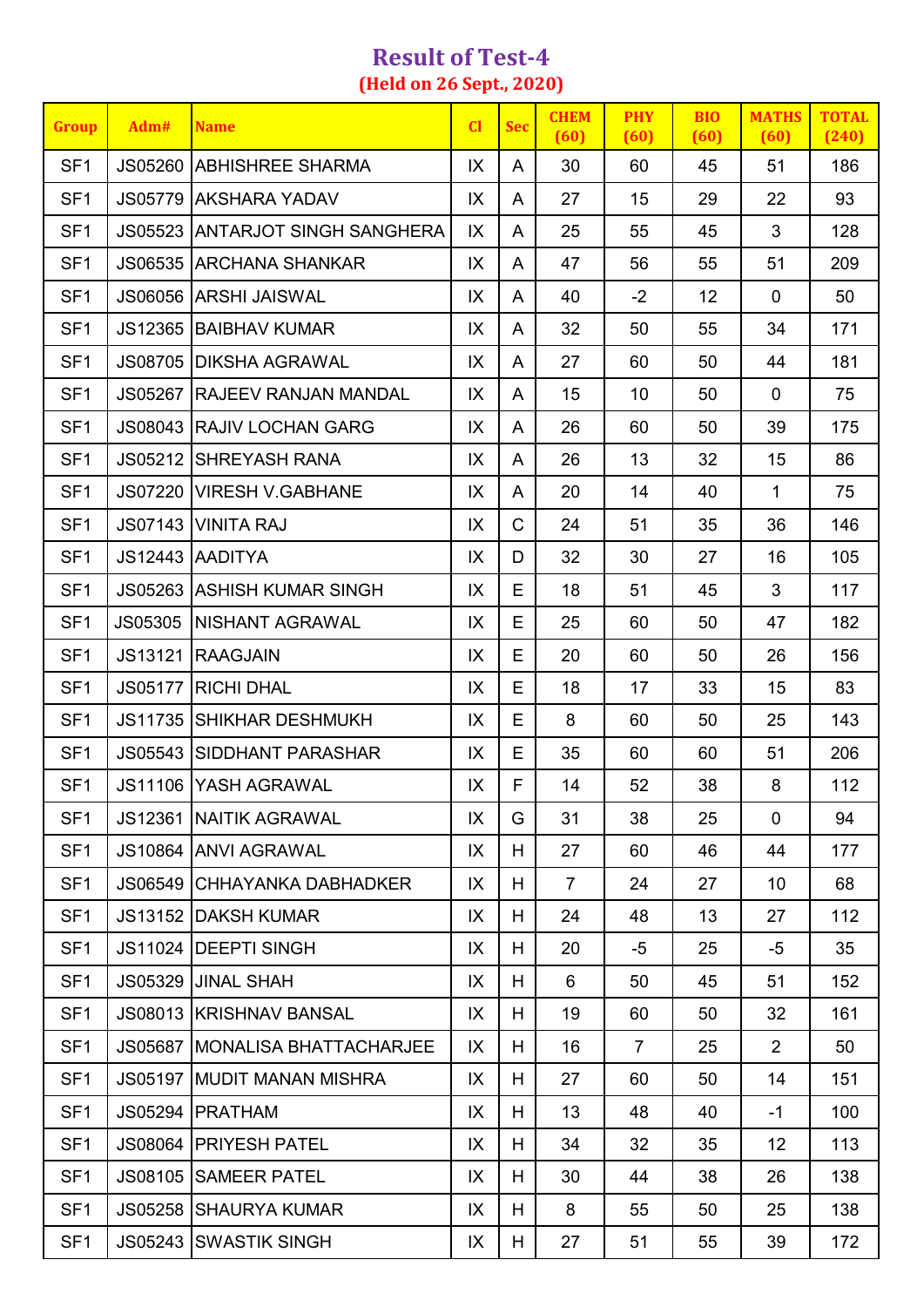# Result of Test-4

## (Held on 26 Sept., 2020)

| Group | Adm# | Name | Cl | Sec | CHEM (60) | PHY (60) | BIO (60) | MATHS (60) | TOTAL (240) |
|---|---|---|---|---|---|---|---|---|---|
| SF1 | JS05260 | ABHISHREE SHARMA | IX | A | 30 | 60 | 45 | 51 | 186 |
| SF1 | JS05779 | AKSHARA YADAV | IX | A | 27 | 15 | 29 | 22 | 93 |
| SF1 | JS05523 | ANTARJOT SINGH SANGHERA | IX | A | 25 | 55 | 45 | 3 | 128 |
| SF1 | JS06535 | ARCHANA SHANKAR | IX | A | 47 | 56 | 55 | 51 | 209 |
| SF1 | JS06056 | ARSHI JAISWAL | IX | A | 40 | -2 | 12 | 0 | 50 |
| SF1 | JS12365 | BAIBHAV KUMAR | IX | A | 32 | 50 | 55 | 34 | 171 |
| SF1 | JS08705 | DIKSHA AGRAWAL | IX | A | 27 | 60 | 50 | 44 | 181 |
| SF1 | JS05267 | RAJEEV RANJAN MANDAL | IX | A | 15 | 10 | 50 | 0 | 75 |
| SF1 | JS08043 | RAJIV LOCHAN GARG | IX | A | 26 | 60 | 50 | 39 | 175 |
| SF1 | JS05212 | SHREYASH RANA | IX | A | 26 | 13 | 32 | 15 | 86 |
| SF1 | JS07220 | VIRESH V.GABHANE | IX | A | 20 | 14 | 40 | 1 | 75 |
| SF1 | JS07143 | VINITA RAJ | IX | C | 24 | 51 | 35 | 36 | 146 |
| SF1 | JS12443 | AADITYA | IX | D | 32 | 30 | 27 | 16 | 105 |
| SF1 | JS05263 | ASHISH KUMAR SINGH | IX | E | 18 | 51 | 45 | 3 | 117 |
| SF1 | JS05305 | NISHANT AGRAWAL | IX | E | 25 | 60 | 50 | 47 | 182 |
| SF1 | JS13121 | RAAGJAIN | IX | E | 20 | 60 | 50 | 26 | 156 |
| SF1 | JS05177 | RICHI DHAL | IX | E | 18 | 17 | 33 | 15 | 83 |
| SF1 | JS11735 | SHIKHAR DESHMUKH | IX | E | 8 | 60 | 50 | 25 | 143 |
| SF1 | JS05543 | SIDDHANT PARASHAR | IX | E | 35 | 60 | 60 | 51 | 206 |
| SF1 | JS11106 | YASH AGRAWAL | IX | F | 14 | 52 | 38 | 8 | 112 |
| SF1 | JS12361 | NAITIK AGRAWAL | IX | G | 31 | 38 | 25 | 0 | 94 |
| SF1 | JS10864 | ANVI AGRAWAL | IX | H | 27 | 60 | 46 | 44 | 177 |
| SF1 | JS06549 | CHHAYANKA DABHADKER | IX | H | 7 | 24 | 27 | 10 | 68 |
| SF1 | JS13152 | DAKSH KUMAR | IX | H | 24 | 48 | 13 | 27 | 112 |
| SF1 | JS11024 | DEEPTI SINGH | IX | H | 20 | -5 | 25 | -5 | 35 |
| SF1 | JS05329 | JINAL SHAH | IX | H | 6 | 50 | 45 | 51 | 152 |
| SF1 | JS08013 | KRISHNAV BANSAL | IX | H | 19 | 60 | 50 | 32 | 161 |
| SF1 | JS05687 | MONALISA BHATTACHARJEE | IX | H | 16 | 7 | 25 | 2 | 50 |
| SF1 | JS05197 | MUDIT MANAN MISHRA | IX | H | 27 | 60 | 50 | 14 | 151 |
| SF1 | JS05294 | PRATHAM | IX | H | 13 | 48 | 40 | -1 | 100 |
| SF1 | JS08064 | PRIYESH PATEL | IX | H | 34 | 32 | 35 | 12 | 113 |
| SF1 | JS08105 | SAMEER PATEL | IX | H | 30 | 44 | 38 | 26 | 138 |
| SF1 | JS05258 | SHAURYA KUMAR | IX | H | 8 | 55 | 50 | 25 | 138 |
| SF1 | JS05243 | SWASTIK SINGH | IX | H | 27 | 51 | 55 | 39 | 172 |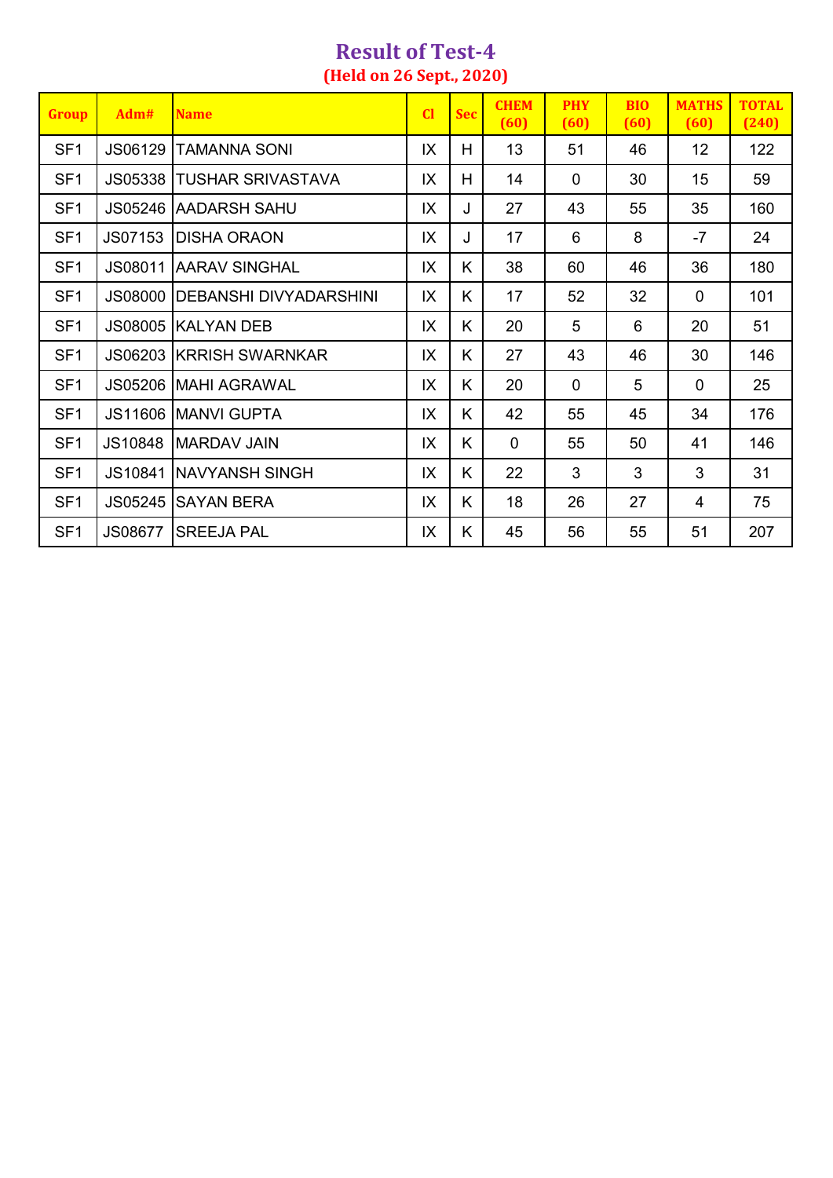# Result of Test-4

## (Held on 26 Sept., 2020)

| Group | Adm# | Name | Cl | Sec | CHEM (60) | PHY (60) | BIO (60) | MATHS (60) | TOTAL (240) |
|---|---|---|---|---|---|---|---|---|---|
| SF1 | JS06129 | TAMANNA SONI | IX | H | 13 | 51 | 46 | 12 | 122 |
| SF1 | JS05338 | TUSHAR SRIVASTAVA | IX | H | 14 | 0 | 30 | 15 | 59 |
| SF1 | JS05246 | AADARSH SAHU | IX | J | 27 | 43 | 55 | 35 | 160 |
| SF1 | JS07153 | DISHA ORAON | IX | J | 17 | 6 | 8 | -7 | 24 |
| SF1 | JS08011 | AARAV SINGHAL | IX | K | 38 | 60 | 46 | 36 | 180 |
| SF1 | JS08000 | DEBANSHI DIVYADARSHINI | IX | K | 17 | 52 | 32 | 0 | 101 |
| SF1 | JS08005 | KALYAN DEB | IX | K | 20 | 5 | 6 | 20 | 51 |
| SF1 | JS06203 | KRRISH SWARNKAR | IX | K | 27 | 43 | 46 | 30 | 146 |
| SF1 | JS05206 | MAHI AGRAWAL | IX | K | 20 | 0 | 5 | 0 | 25 |
| SF1 | JS11606 | MANVI GUPTA | IX | K | 42 | 55 | 45 | 34 | 176 |
| SF1 | JS10848 | MARDAV JAIN | IX | K | 0 | 55 | 50 | 41 | 146 |
| SF1 | JS10841 | NAVYANSH SINGH | IX | K | 22 | 3 | 3 | 3 | 31 |
| SF1 | JS05245 | SAYAN BERA | IX | K | 18 | 26 | 27 | 4 | 75 |
| SF1 | JS08677 | SREEJA PAL | IX | K | 45 | 56 | 55 | 51 | 207 |